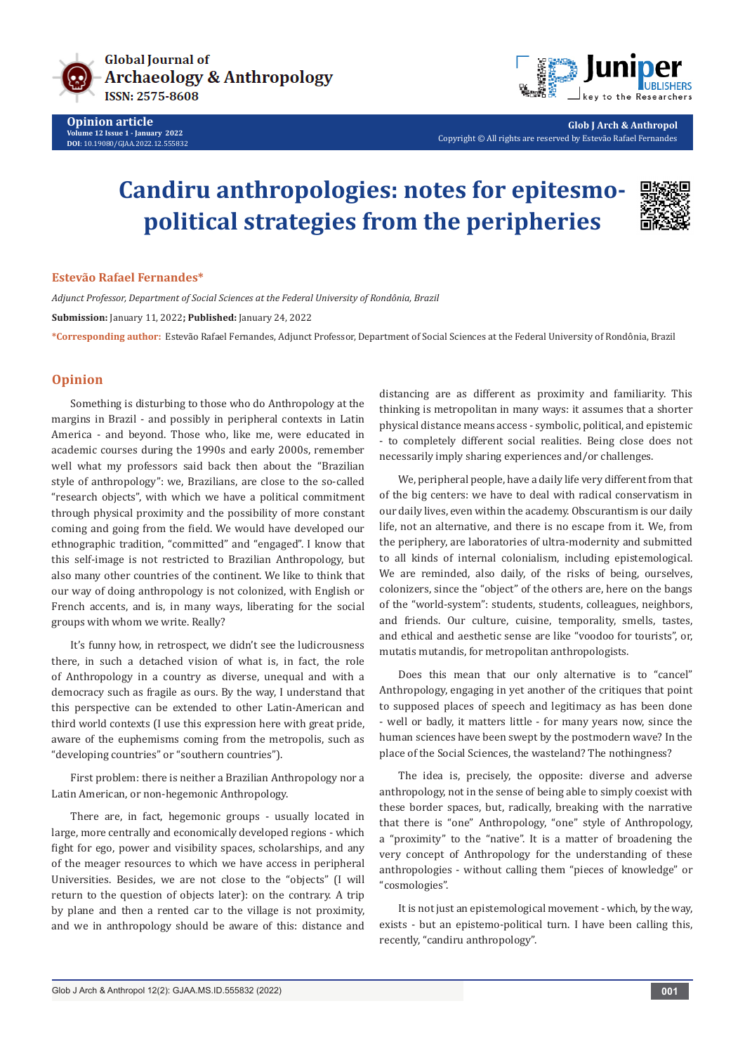# Candiru anthropologies: notes for epitesmo-political strategies from the peripheries

**Estevão Rafael Fernandes***

*Adjunct Professor, Department of Social Sciences at the Federal University of Rondônia, Brazil*

**Submission:** January 11, 2022; **Published:** January 24, 2022

***Corresponding author:** Estevão Rafael Fernandes, Adjunct Professor, Department of Social Sciences at the Federal University of Rondônia, Brazil

## Opinion

Something is disturbing to those who do Anthropology at the margins in Brazil - and possibly in peripheral contexts in Latin America - and beyond. Those who, like me, were educated in academic courses during the 1990s and early 2000s, remember well what my professors said back then about the "Brazilian style of anthropology": we, Brazilians, are close to the so-called "research objects", with which we have a political commitment through physical proximity and the possibility of more constant coming and going from the field. We would have developed our ethnographic tradition, "committed" and "engaged". I know that this self-image is not restricted to Brazilian Anthropology, but also many other countries of the continent. We like to think that our way of doing anthropology is not colonized, with English or French accents, and is, in many ways, liberating for the social groups with whom we write. Really?

It's funny how, in retrospect, we didn't see the ludicrousness there, in such a detached vision of what is, in fact, the role of Anthropology in a country as diverse, unequal and with a democracy such as fragile as ours. By the way, I understand that this perspective can be extended to other Latin-American and third world contexts (I use this expression here with great pride, aware of the euphemisms coming from the metropolis, such as "developing countries" or "southern countries").

First problem: there is neither a Brazilian Anthropology nor a Latin American, or non-hegemonic Anthropology.

There are, in fact, hegemonic groups - usually located in large, more centrally and economically developed regions - which fight for ego, power and visibility spaces, scholarships, and any of the meager resources to which we have access in peripheral Universities. Besides, we are not close to the "objects" (I will return to the question of objects later): on the contrary. A trip by plane and then a rented car to the village is not proximity, and we in anthropology should be aware of this: distance and distancing are as different as proximity and familiarity. This thinking is metropolitan in many ways: it assumes that a shorter physical distance means access - symbolic, political, and epistemic - to completely different social realities. Being close does not necessarily imply sharing experiences and/or challenges.

We, peripheral people, have a daily life very different from that of the big centers: we have to deal with radical conservatism in our daily lives, even within the academy. Obscurantism is our daily life, not an alternative, and there is no escape from it. We, from the periphery, are laboratories of ultra-modernity and submitted to all kinds of internal colonialism, including epistemological. We are reminded, also daily, of the risks of being, ourselves, colonizers, since the "object" of the others are, here on the bangs of the "world-system": students, students, colleagues, neighbors, and friends. Our culture, cuisine, temporality, smells, tastes, and ethical and aesthetic sense are like "voodoo for tourists", or, mutatis mutandis, for metropolitan anthropologists.

Does this mean that our only alternative is to "cancel" Anthropology, engaging in yet another of the critiques that point to supposed places of speech and legitimacy as has been done - well or badly, it matters little - for many years now, since the human sciences have been swept by the postmodern wave? In the place of the Social Sciences, the wasteland? The nothingness?

The idea is, precisely, the opposite: diverse and adverse anthropology, not in the sense of being able to simply coexist with these border spaces, but, radically, breaking with the narrative that there is "one" Anthropology, "one" style of Anthropology, a "proximity" to the "native". It is a matter of broadening the very concept of Anthropology for the understanding of these anthropologies - without calling them "pieces of knowledge" or "cosmologies".

It is not just an epistemological movement - which, by the way, exists - but an epistemo-political turn. I have been calling this, recently, "candiru anthropology".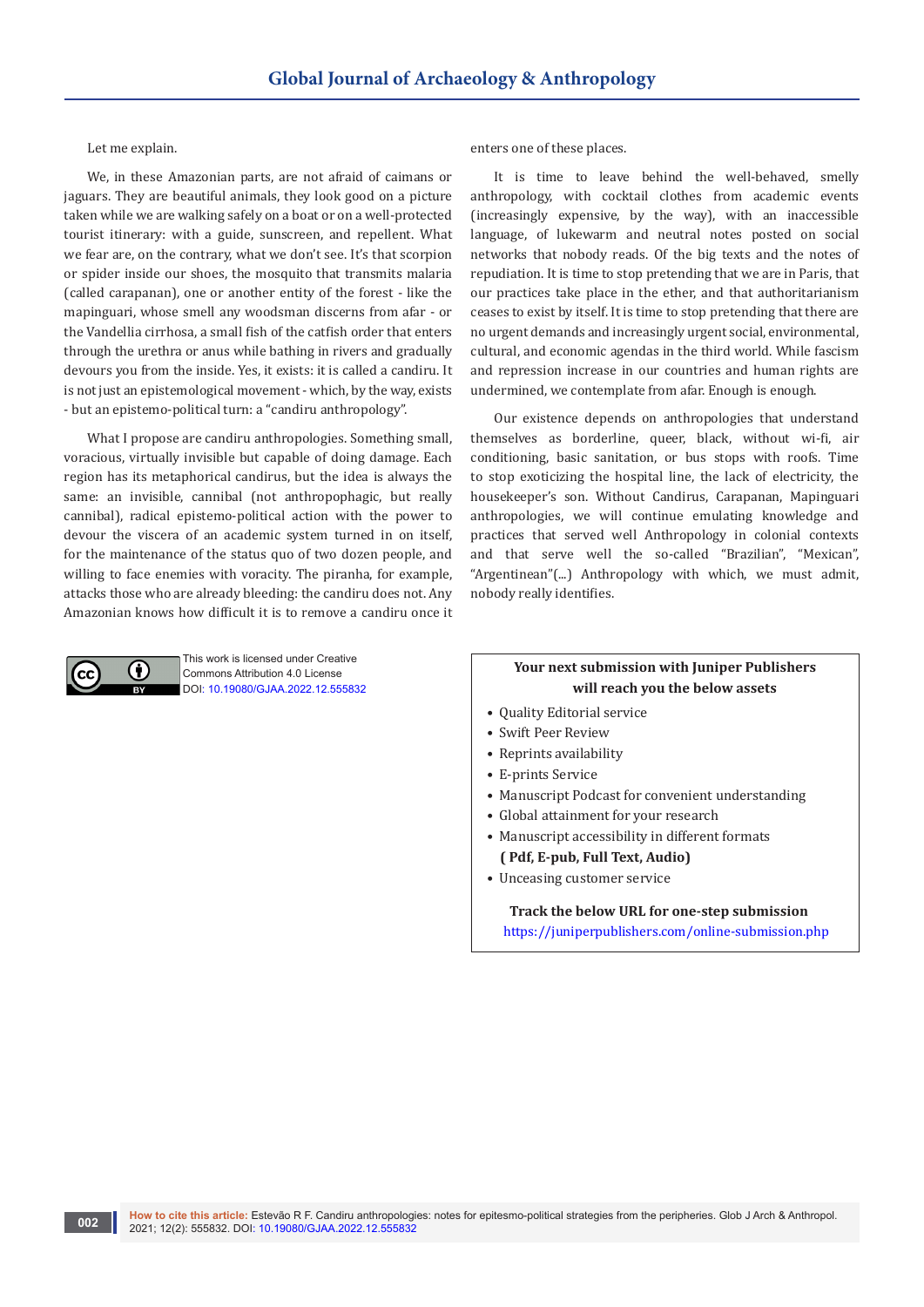Let me explain.

We, in these Amazonian parts, are not afraid of caimans or jaguars. They are beautiful animals, they look good on a picture taken while we are walking safely on a boat or on a well-protected tourist itinerary: with a guide, sunscreen, and repellent. What we fear are, on the contrary, what we don't see. It's that scorpion or spider inside our shoes, the mosquito that transmits malaria (called carapanan), one or another entity of the forest - like the mapinguari, whose smell any woodsman discerns from afar - or the Vandellia cirrhosa, a small fish of the catfish order that enters through the urethra or anus while bathing in rivers and gradually devours you from the inside. Yes, it exists: it is called a candiru. It is not just an epistemological movement - which, by the way, exists - but an epistemo-political turn: a "candiru anthropology".

What I propose are candiru anthropologies. Something small, voracious, virtually invisible but capable of doing damage. Each region has its metaphorical candirus, but the idea is always the same: an invisible, cannibal (not anthropophagic, but really cannibal), radical epistemo-political action with the power to devour the viscera of an academic system turned in on itself, for the maintenance of the status quo of two dozen people, and willing to face enemies with voracity. The piranha, for example, attacks those who are already bleeding: the candiru does not. Any Amazonian knows how difficult it is to remove a candiru once it enters one of these places.

It is time to leave behind the well-behaved, smelly anthropology, with cocktail clothes from academic events (increasingly expensive, by the way), with an inaccessible language, of lukewarm and neutral notes posted on social networks that nobody reads. Of the big texts and the notes of repudiation. It is time to stop pretending that we are in Paris, that our practices take place in the ether, and that authoritarianism ceases to exist by itself. It is time to stop pretending that there are no urgent demands and increasingly urgent social, environmental, cultural, and economic agendas in the third world. While fascism and repression increase in our countries and human rights are undermined, we contemplate from afar. Enough is enough.

Our existence depends on anthropologies that understand themselves as borderline, queer, black, without wi-fi, air conditioning, basic sanitation, or bus stops with roofs. Time to stop exoticizing the hospital line, the lack of electricity, the housekeeper's son. Without Candirus, Carapanan, Mapinguari anthropologies, we will continue emulating knowledge and practices that served well Anthropology in colonial contexts and that serve well the so-called "Brazilian", "Mexican", "Argentinean"(...) Anthropology with which, we must admit, nobody really identifies.

This work is licensed under Creative Commons Attribution 4.0 License
DOI: 10.19080/GJAA.2022.12.555832

**Your next submission with Juniper Publishers will reach you the below assets**

- Quality Editorial service
- Swift Peer Review
- Reprints availability
- E-prints Service
- Manuscript Podcast for convenient understanding
- Global attainment for your research
- Manuscript accessibility in different formats
  **( Pdf, E-pub, Full Text, Audio)**
- Unceasing customer service

**Track the below URL for one-step submission**
https://juniperpublishers.com/online-submission.php

**How to cite this article:** Estevão R F. Candiru anthropologies: notes for epitesmo-political strategies from the peripheries. Glob J Arch & Anthropol. 2021; 12(2): 555832. DOI: 10.19080/GJAA.2022.12.555832